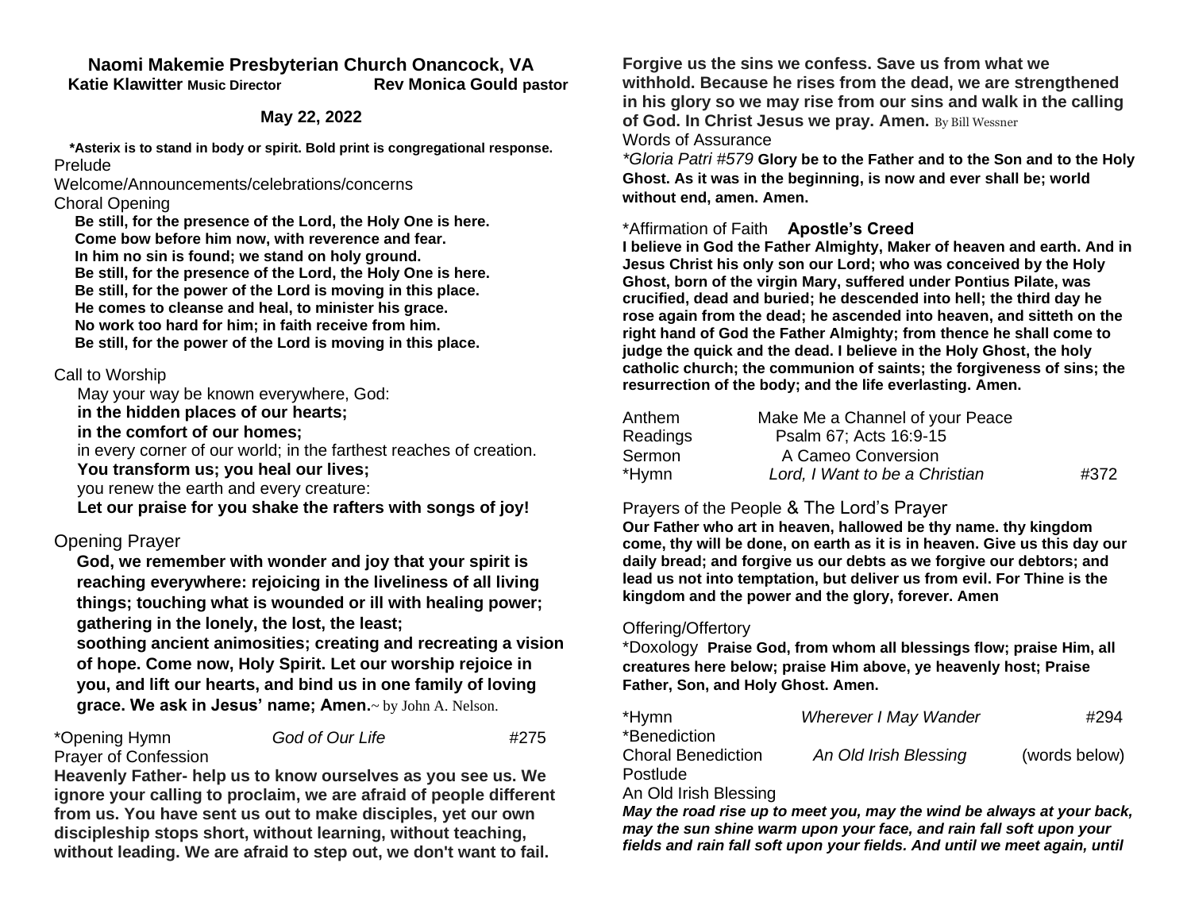# Naomi Makemie Presbyterian Church Onancock, VA

**Katie Klawitter Music Director** **Rev Monica Gould pastor**

**May 22, 2022**

**\*Asterix is to stand in body or spirit. Bold print is congregational response.**

Prelude

Welcome/Announcements/celebrations/concerns

Choral Opening

**Be still, for the presence of the Lord, the Holy One is here.**
**Come bow before him now, with reverence and fear.**
**In him no sin is found; we stand on holy ground.**
**Be still, for the presence of the Lord, the Holy One is here.**
**Be still, for the power of the Lord is moving in this place.**
**He comes to cleanse and heal, to minister his grace.**
**No work too hard for him; in faith receive from him.**
**Be still, for the power of the Lord is moving in this place.**

Call to Worship

May your way be known everywhere, God:
**in the hidden places of our hearts;**
**in the comfort of our homes;**
in every corner of our world; in the farthest reaches of creation.
**You transform us; you heal our lives;**
you renew the earth and every creature:
**Let our praise for you shake the rafters with songs of joy!**

Opening Prayer

**God, we remember with wonder and joy that your spirit is reaching everywhere: rejoicing in the liveliness of all living things; touching what is wounded or ill with healing power; gathering in the lonely, the lost, the least;**
**soothing ancient animosities; creating and recreating a vision of hope. Come now, Holy Spirit. Let our worship rejoice in you, and lift our hearts, and bind us in one family of loving grace. We ask in Jesus' name; Amen.**~ by John A. Nelson.

\*Opening Hymn *God of Our Life* #275

Prayer of Confession

**Heavenly Father- help us to know ourselves as you see us. We ignore your calling to proclaim, we are afraid of people different from us. You have sent us out to make disciples, yet our own discipleship stops short, without learning, without teaching, without leading. We are afraid to step out, we don't want to fail. Forgive us the sins we confess. Save us from what we withhold. Because he rises from the dead, we are strengthened in his glory so we may rise from our sins and walk in the calling of God. In Christ Jesus we pray. Amen.** By Bill Wessner

Words of Assurance

\**Gloria Patri #579* **Glory be to the Father and to the Son and to the Holy Ghost. As it was in the beginning, is now and ever shall be; world without end, amen. Amen.**

\*Affirmation of Faith **Apostle's Creed**

**I believe in God the Father Almighty, Maker of heaven and earth. And in Jesus Christ his only son our Lord; who was conceived by the Holy Ghost, born of the virgin Mary, suffered under Pontius Pilate, was crucified, dead and buried; he descended into hell; the third day he rose again from the dead; he ascended into heaven, and sitteth on the right hand of God the Father Almighty; from thence he shall come to judge the quick and the dead. I believe in the Holy Ghost, the holy catholic church; the communion of saints; the forgiveness of sins; the resurrection of the body; and the life everlasting. Amen.**

Anthem Make Me a Channel of your Peace
Readings Psalm 67; Acts 16:9-15
Sermon A Cameo Conversion
\*Hymn *Lord, I Want to be a Christian* #372

Prayers of the People & The Lord's Prayer

**Our Father who art in heaven, hallowed be thy name. thy kingdom come, thy will be done, on earth as it is in heaven. Give us this day our daily bread; and forgive us our debts as we forgive our debtors; and lead us not into temptation, but deliver us from evil. For Thine is the kingdom and the power and the glory, forever. Amen**

Offering/Offertory

\*Doxology **Praise God, from whom all blessings flow; praise Him, all creatures here below; praise Him above, ye heavenly host; Praise Father, Son, and Holy Ghost. Amen.**

\*Hymn *Wherever I May Wander* #294
\*Benediction
Choral Benediction *An Old Irish Blessing* (words below)
Postlude

An Old Irish Blessing

***May the road rise up to meet you, may the wind be always at your back, may the sun shine warm upon your face, and rain fall soft upon your fields and rain fall soft upon your fields. And until we meet again, until***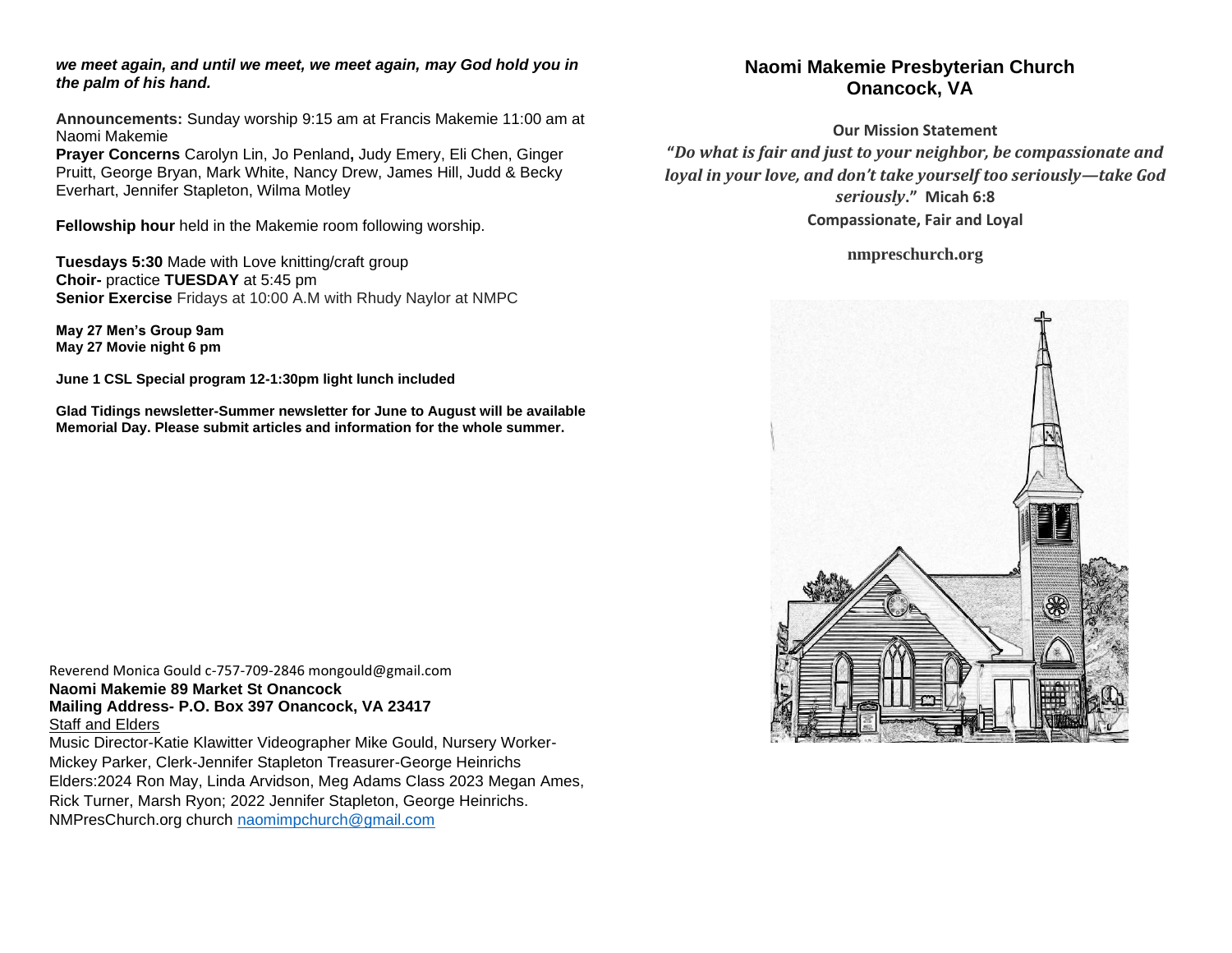***we meet again, and until we meet, we meet again, may God hold you in the palm of his hand.***

**Announcements:** Sunday worship 9:15 am at Francis Makemie 11:00 am at Naomi Makemie

**Prayer Concerns** Carolyn Lin, Jo Penland**,** Judy Emery, Eli Chen, Ginger Pruitt, George Bryan, Mark White, Nancy Drew, James Hill, Judd & Becky Everhart, Jennifer Stapleton, Wilma Motley

**Fellowship hour** held in the Makemie room following worship.

**Tuesdays 5:30** Made with Love knitting/craft group
**Choir-** practice **TUESDAY** at 5:45 pm
**Senior Exercise** Fridays at 10:00 A.M with Rhudy Naylor at NMPC

**May 27 Men's Group 9am**
**May 27 Movie night 6 pm**

**June 1 CSL Special program 12-1:30pm light lunch included**

**Glad Tidings newsletter-Summer newsletter for June to August will be available Memorial Day. Please submit articles and information for the whole summer.**

Reverend Monica Gould c-757-709-2846 mongould@gmail.com
**Naomi Makemie 89 Market St Onancock**
**Mailing Address- P.O. Box 397 Onancock, VA 23417**
Staff and Elders
Music Director-Katie Klawitter Videographer Mike Gould, Nursery Worker-Mickey Parker, Clerk-Jennifer Stapleton Treasurer-George Heinrichs
Elders:2024 Ron May, Linda Arvidson, Meg Adams Class 2023 Megan Ames, Rick Turner, Marsh Ryon; 2022 Jennifer Stapleton, George Heinrichs.
NMPresChurch.org church naomimpchurch@gmail.com

## Naomi Makemie Presbyterian Church
## Onancock, VA

**Our Mission Statement**

***"Do what is fair and just to your neighbor, be compassionate and loyal in your love, and don't take yourself too seriously—take God seriously."*** **Micah 6:8**

**Compassionate, Fair and Loyal**

**nmpreschurch.org**